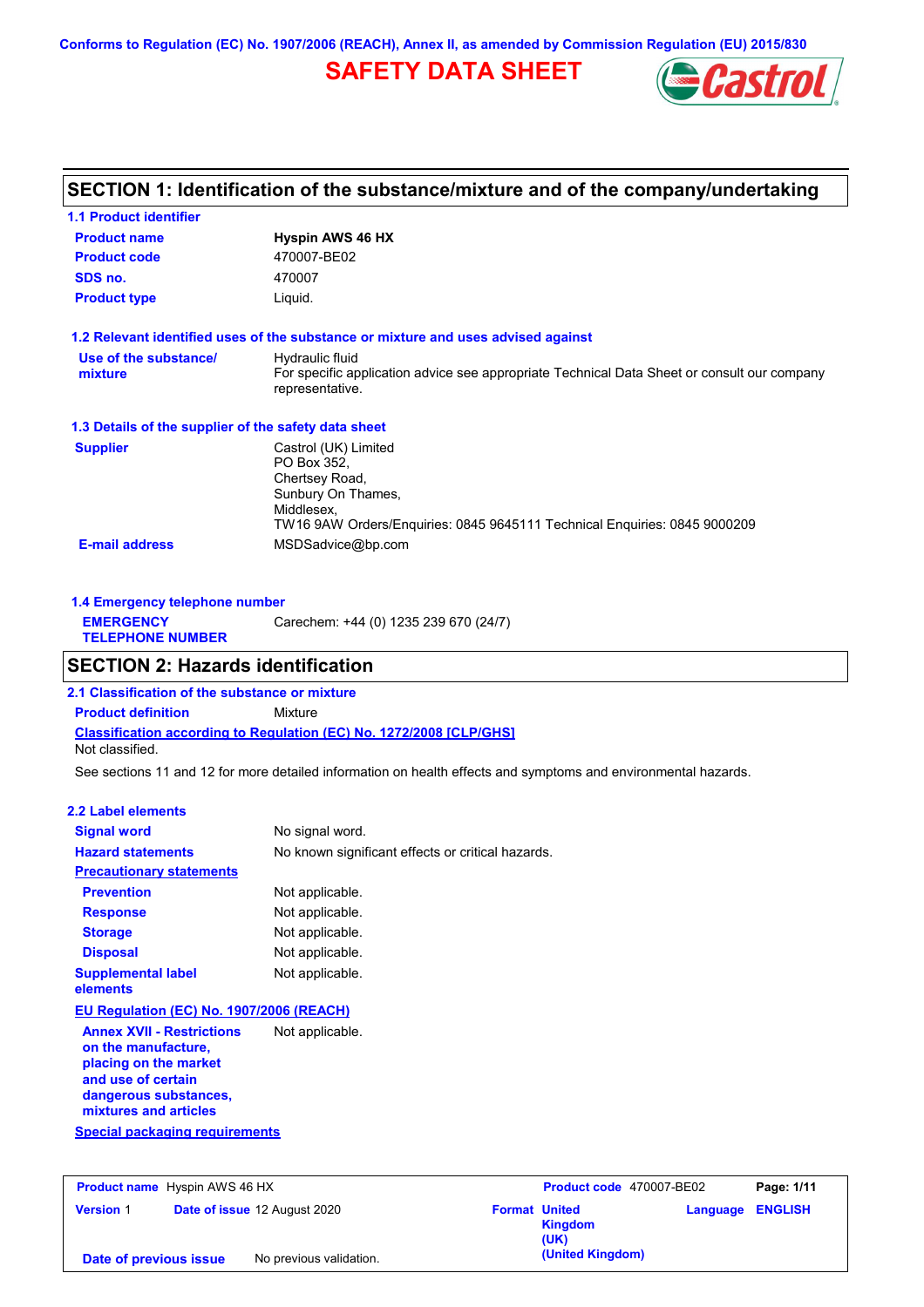Conforms to Regulation (EC) No. 1907/2006 (REACH), Annex II, as amended by Commission Regulation (EU) 2015/830

# SAFETY DATA SHEET

## SECTION 1: Identification of the substance/mixture and of the company/undertaking

### 1.1 Product identifier

| | |
|---|---|
| **Product name** | **Hyspin AWS 46 HX** |
| **Product code** | 470007-BE02 |
| **SDS no.** | 470007 |
| **Product type** | Liquid. |

### 1.2 Relevant identified uses of the substance or mixture and uses advised against

| | |
|---|---|
| **Use of the substance/ mixture** | Hydraulic fluid<br>For specific application advice see appropriate Technical Data Sheet or consult our company representative. |

### 1.3 Details of the supplier of the safety data sheet

| | |
|---|---|
| **Supplier** | Castrol (UK) Limited<br>PO Box 352,<br>Chertsey Road,<br>Sunbury On Thames,<br>Middlesex,<br>TW16 9AW Orders/Enquiries: 0845 9645111 Technical Enquiries: 0845 9000209 |
| **E-mail address** | MSDSadvice@bp.com |

### 1.4 Emergency telephone number

| | |
|---|---|
| **EMERGENCY TELEPHONE NUMBER** | Carechem: +44 (0) 1235 239 670 (24/7) |

## SECTION 2: Hazards identification

### 2.1 Classification of the substance or mixture

**Product definition** Mixture

**Classification according to Regulation (EC) No. 1272/2008 [CLP/GHS]**

Not classified.

See sections 11 and 12 for more detailed information on health effects and symptoms and environmental hazards.

### 2.2 Label elements

| | |
|---|---|
| **Signal word** | No signal word. |
| **Hazard statements** | No known significant effects or critical hazards. |

**Precautionary statements**

| | |
|---|---|
| **Prevention** | Not applicable. |
| **Response** | Not applicable. |
| **Storage** | Not applicable. |
| **Disposal** | Not applicable. |
| **Supplemental label elements** | Not applicable. |

**EU Regulation (EC) No. 1907/2006 (REACH)**

| | |
|---|---|
| **Annex XVII - Restrictions on the manufacture, placing on the market and use of certain dangerous substances, mixtures and articles** | Not applicable. |

**Special packaging requirements**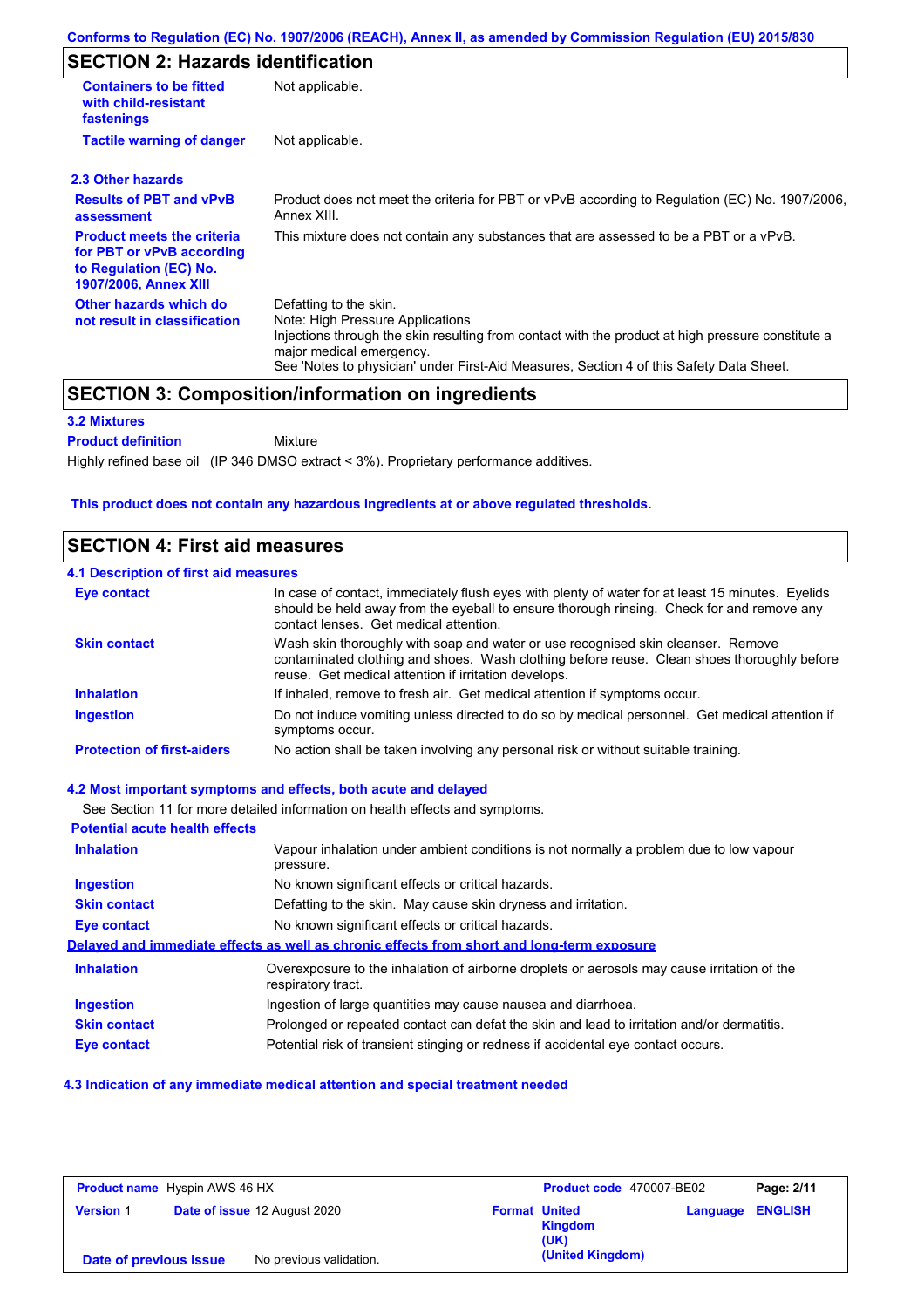## SECTION 2: Hazards identification

| | |
|---|---|
| **Containers to be fitted with child-resistant fastenings** | Not applicable. |
| **Tactile warning of danger** | Not applicable. |

### 2.3 Other hazards

| | |
|---|---|
| **Results of PBT and vPvB assessment** | Product does not meet the criteria for PBT or vPvB according to Regulation (EC) No. 1907/2006, Annex XIII. |
| **Product meets the criteria for PBT or vPvB according to Regulation (EC) No. 1907/2006, Annex XIII** | This mixture does not contain any substances that are assessed to be a PBT or a vPvB. |
| **Other hazards which do not result in classification** | Defatting to the skin.<br>Note: High Pressure Applications<br>Injections through the skin resulting from contact with the product at high pressure constitute a major medical emergency.<br>See 'Notes to physician' under First-Aid Measures, Section 4 of this Safety Data Sheet. |

## SECTION 3: Composition/information on ingredients

### 3.2 Mixtures

**Product definition** Mixture

Highly refined base oil (IP 346 DMSO extract < 3%). Proprietary performance additives.

**This product does not contain any hazardous ingredients at or above regulated thresholds.**

## SECTION 4: First aid measures

### 4.1 Description of first aid measures

| | |
|---|---|
| **Eye contact** | In case of contact, immediately flush eyes with plenty of water for at least 15 minutes. Eyelids should be held away from the eyeball to ensure thorough rinsing. Check for and remove any contact lenses. Get medical attention. |
| **Skin contact** | Wash skin thoroughly with soap and water or use recognised skin cleanser. Remove contaminated clothing and shoes. Wash clothing before reuse. Clean shoes thoroughly before reuse. Get medical attention if irritation develops. |
| **Inhalation** | If inhaled, remove to fresh air. Get medical attention if symptoms occur. |
| **Ingestion** | Do not induce vomiting unless directed to do so by medical personnel. Get medical attention if symptoms occur. |
| **Protection of first-aiders** | No action shall be taken involving any personal risk or without suitable training. |

### 4.2 Most important symptoms and effects, both acute and delayed

See Section 11 for more detailed information on health effects and symptoms.

**Potential acute health effects**

| | |
|---|---|
| **Inhalation** | Vapour inhalation under ambient conditions is not normally a problem due to low vapour pressure. |
| **Ingestion** | No known significant effects or critical hazards. |
| **Skin contact** | Defatting to the skin. May cause skin dryness and irritation. |
| **Eye contact** | No known significant effects or critical hazards. |

**Delayed and immediate effects as well as chronic effects from short and long-term exposure**

| | |
|---|---|
| **Inhalation** | Overexposure to the inhalation of airborne droplets or aerosols may cause irritation of the respiratory tract. |
| **Ingestion** | Ingestion of large quantities may cause nausea and diarrhoea. |
| **Skin contact** | Prolonged or repeated contact can defat the skin and lead to irritation and/or dermatitis. |
| **Eye contact** | Potential risk of transient stinging or redness if accidental eye contact occurs. |

### 4.3 Indication of any immediate medical attention and special treatment needed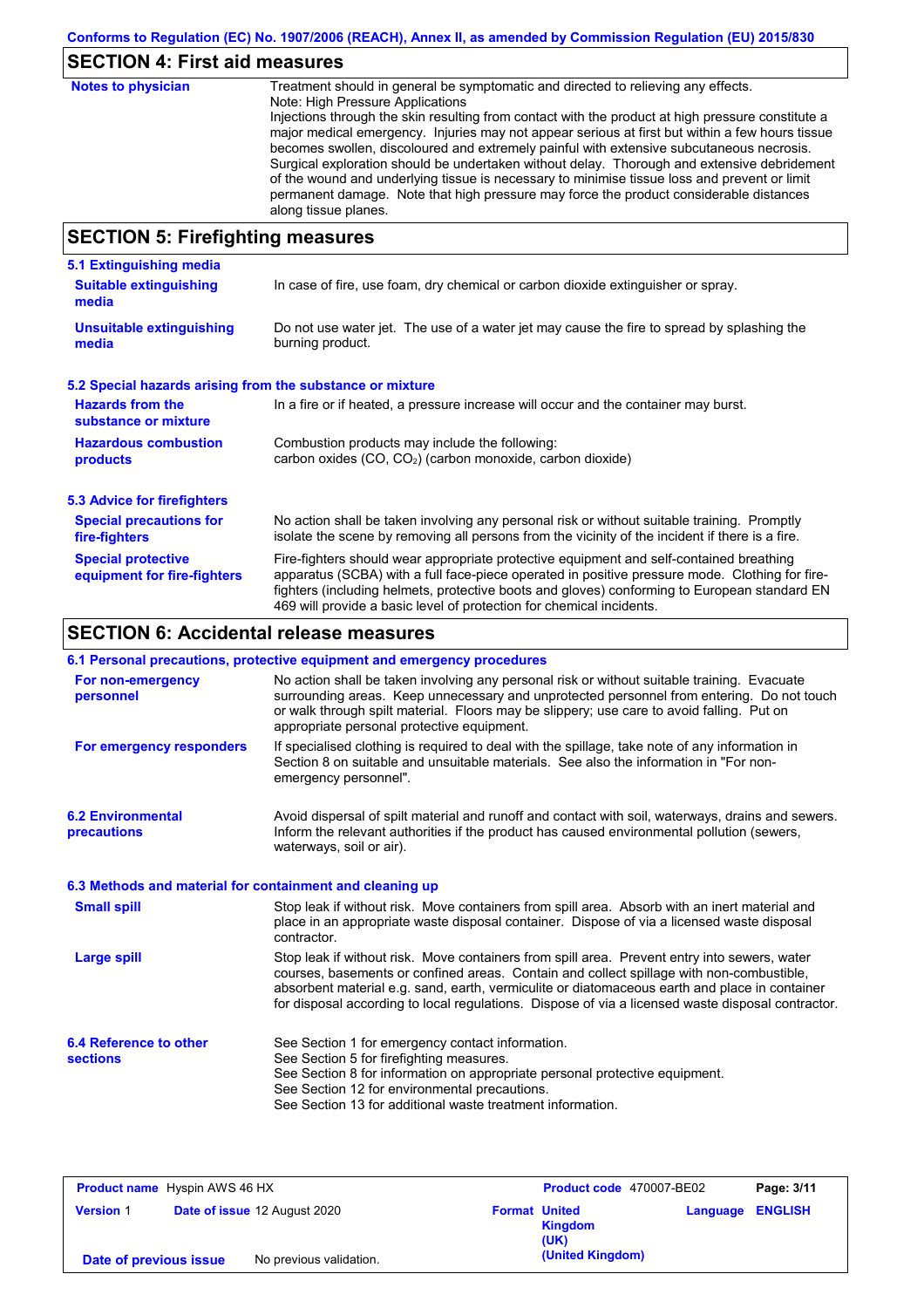## SECTION 4: First aid measures

**Notes to physician**

Treatment should in general be symptomatic and directed to relieving any effects.
Note: High Pressure Applications
Injections through the skin resulting from contact with the product at high pressure constitute a major medical emergency. Injuries may not appear serious at first but within a few hours tissue becomes swollen, discoloured and extremely painful with extensive subcutaneous necrosis. Surgical exploration should be undertaken without delay. Thorough and extensive debridement of the wound and underlying tissue is necessary to minimise tissue loss and prevent or limit permanent damage. Note that high pressure may force the product considerable distances along tissue planes.

## SECTION 5: Firefighting measures

### 5.1 Extinguishing media

**Suitable extinguishing media**

In case of fire, use foam, dry chemical or carbon dioxide extinguisher or spray.

**Unsuitable extinguishing media**

Do not use water jet. The use of a water jet may cause the fire to spread by splashing the burning product.

### 5.2 Special hazards arising from the substance or mixture

**Hazards from the substance or mixture**

In a fire or if heated, a pressure increase will occur and the container may burst.

**Hazardous combustion products**

Combustion products may include the following:
carbon oxides ($CO$, $CO_2$) (carbon monoxide, carbon dioxide)

### 5.3 Advice for firefighters

**Special precautions for fire-fighters**

No action shall be taken involving any personal risk or without suitable training. Promptly isolate the scene by removing all persons from the vicinity of the incident if there is a fire.

**Special protective equipment for fire-fighters**

Fire-fighters should wear appropriate protective equipment and self-contained breathing apparatus (SCBA) with a full face-piece operated in positive pressure mode. Clothing for fire-fighters (including helmets, protective boots and gloves) conforming to European standard EN 469 will provide a basic level of protection for chemical incidents.

## SECTION 6: Accidental release measures

### 6.1 Personal precautions, protective equipment and emergency procedures

**For non-emergency personnel**

No action shall be taken involving any personal risk or without suitable training. Evacuate surrounding areas. Keep unnecessary and unprotected personnel from entering. Do not touch or walk through spilt material. Floors may be slippery; use care to avoid falling. Put on appropriate personal protective equipment.

**For emergency responders**

If specialised clothing is required to deal with the spillage, take note of any information in Section 8 on suitable and unsuitable materials. See also the information in "For non-emergency personnel".

### 6.2 Environmental precautions

Avoid dispersal of spilt material and runoff and contact with soil, waterways, drains and sewers. Inform the relevant authorities if the product has caused environmental pollution (sewers, waterways, soil or air).

### 6.3 Methods and material for containment and cleaning up

**Small spill**

Stop leak if without risk. Move containers from spill area. Absorb with an inert material and place in an appropriate waste disposal container. Dispose of via a licensed waste disposal contractor.

**Large spill**

Stop leak if without risk. Move containers from spill area. Prevent entry into sewers, water courses, basements or confined areas. Contain and collect spillage with non-combustible, absorbent material e.g. sand, earth, vermiculite or diatomaceous earth and place in container for disposal according to local regulations. Dispose of via a licensed waste disposal contractor.

### 6.4 Reference to other sections

See Section 1 for emergency contact information.
See Section 5 for firefighting measures.
See Section 8 for information on appropriate personal protective equipment.
See Section 12 for environmental precautions.
See Section 13 for additional waste treatment information.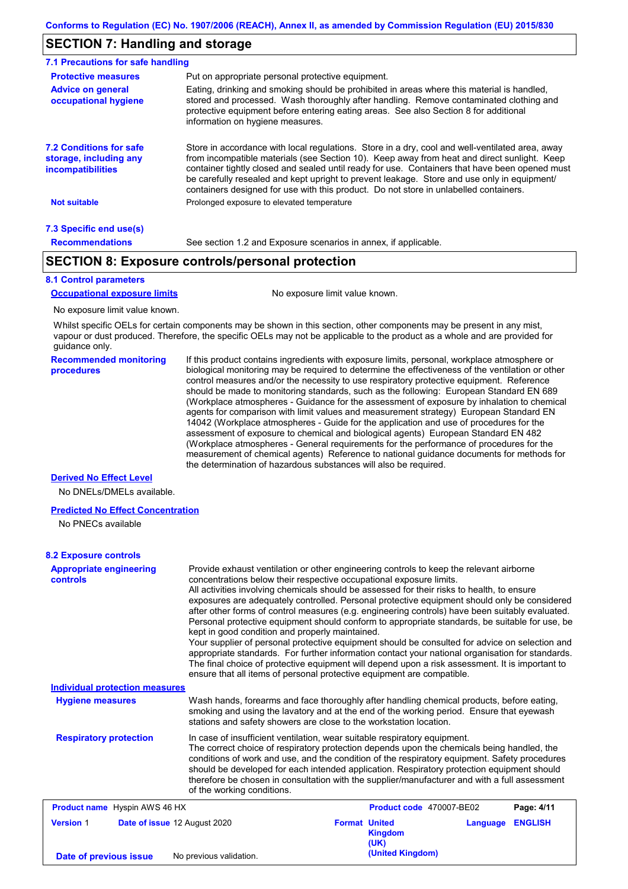## SECTION 7: Handling and storage

### 7.1 Precautions for safe handling

**Protective measures**

Put on appropriate personal protective equipment.

**Advice on general occupational hygiene**

Eating, drinking and smoking should be prohibited in areas where this material is handled, stored and processed. Wash thoroughly after handling. Remove contaminated clothing and protective equipment before entering eating areas. See also Section 8 for additional information on hygiene measures.

### 7.2 Conditions for safe storage, including any incompatibilities

Store in accordance with local regulations. Store in a dry, cool and well-ventilated area, away from incompatible materials (see Section 10). Keep away from heat and direct sunlight. Keep container tightly closed and sealed until ready for use. Containers that have been opened must be carefully resealed and kept upright to prevent leakage. Store and use only in equipment/containers designed for use with this product. Do not store in unlabelled containers.

**Not suitable**

Prolonged exposure to elevated temperature

### 7.3 Specific end use(s)

**Recommendations**

See section 1.2 and Exposure scenarios in annex, if applicable.

## SECTION 8: Exposure controls/personal protection

### 8.1 Control parameters

**Occupational exposure limits**

No exposure limit value known.

No exposure limit value known.

Whilst specific OELs for certain components may be shown in this section, other components may be present in any mist, vapour or dust produced. Therefore, the specific OELs may not be applicable to the product as a whole and are provided for guidance only.

**Recommended monitoring procedures**

If this product contains ingredients with exposure limits, personal, workplace atmosphere or biological monitoring may be required to determine the effectiveness of the ventilation or other control measures and/or the necessity to use respiratory protective equipment. Reference should be made to monitoring standards, such as the following: European Standard EN 689 (Workplace atmospheres - Guidance for the assessment of exposure by inhalation to chemical agents for comparison with limit values and measurement strategy) European Standard EN 14042 (Workplace atmospheres - Guide for the application and use of procedures for the assessment of exposure to chemical and biological agents) European Standard EN 482 (Workplace atmospheres - General requirements for the performance of procedures for the measurement of chemical agents) Reference to national guidance documents for methods for the determination of hazardous substances will also be required.

**Derived No Effect Level**

No DNELs/DMELs available.

**Predicted No Effect Concentration**

No PNECs available

### 8.2 Exposure controls

**Appropriate engineering controls**

Provide exhaust ventilation or other engineering controls to keep the relevant airborne concentrations below their respective occupational exposure limits.
All activities involving chemicals should be assessed for their risks to health, to ensure exposures are adequately controlled. Personal protective equipment should only be considered after other forms of control measures (e.g. engineering controls) have been suitably evaluated. Personal protective equipment should conform to appropriate standards, be suitable for use, be kept in good condition and properly maintained.
Your supplier of personal protective equipment should be consulted for advice on selection and appropriate standards. For further information contact your national organisation for standards.
The final choice of protective equipment will depend upon a risk assessment. It is important to ensure that all items of personal protective equipment are compatible.

**Individual protection measures**

**Hygiene measures**

Wash hands, forearms and face thoroughly after handling chemical products, before eating, smoking and using the lavatory and at the end of the working period. Ensure that eyewash stations and safety showers are close to the workstation location.

**Respiratory protection**

In case of insufficient ventilation, wear suitable respiratory equipment.
The correct choice of respiratory protection depends upon the chemicals being handled, the conditions of work and use, and the condition of the respiratory equipment. Safety procedures should be developed for each intended application. Respiratory protection equipment should therefore be chosen in consultation with the supplier/manufacturer and with a full assessment of the working conditions.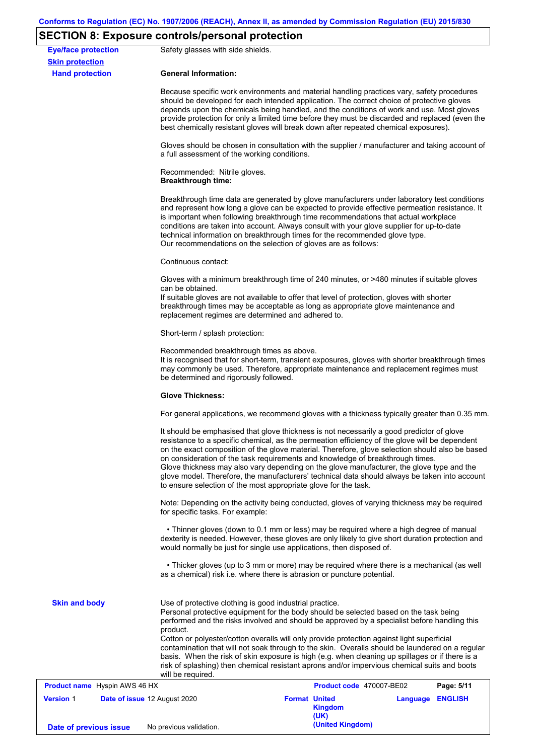## SECTION 8: Exposure controls/personal protection

**Eye/face protection**

Safety glasses with side shields.

**Skin protection**

**Hand protection**

**General Information:**

Because specific work environments and material handling practices vary, safety procedures should be developed for each intended application. The correct choice of protective gloves depends upon the chemicals being handled, and the conditions of work and use. Most gloves provide protection for only a limited time before they must be discarded and replaced (even the best chemically resistant gloves will break down after repeated chemical exposures).

Gloves should be chosen in consultation with the supplier / manufacturer and taking account of a full assessment of the working conditions.

Recommended: Nitrile gloves.
**Breakthrough time:**

Breakthrough time data are generated by glove manufacturers under laboratory test conditions and represent how long a glove can be expected to provide effective permeation resistance. It is important when following breakthrough time recommendations that actual workplace conditions are taken into account. Always consult with your glove supplier for up-to-date technical information on breakthrough times for the recommended glove type.
Our recommendations on the selection of gloves are as follows:

Continuous contact:

Gloves with a minimum breakthrough time of 240 minutes, or >480 minutes if suitable gloves can be obtained.
If suitable gloves are not available to offer that level of protection, gloves with shorter breakthrough times may be acceptable as long as appropriate glove maintenance and replacement regimes are determined and adhered to.

Short-term / splash protection:

Recommended breakthrough times as above.
It is recognised that for short-term, transient exposures, gloves with shorter breakthrough times may commonly be used. Therefore, appropriate maintenance and replacement regimes must be determined and rigorously followed.

**Glove Thickness:**

For general applications, we recommend gloves with a thickness typically greater than 0.35 mm.

It should be emphasised that glove thickness is not necessarily a good predictor of glove resistance to a specific chemical, as the permeation efficiency of the glove will be dependent on the exact composition of the glove material. Therefore, glove selection should also be based on consideration of the task requirements and knowledge of breakthrough times.
Glove thickness may also vary depending on the glove manufacturer, the glove type and the glove model. Therefore, the manufacturers' technical data should always be taken into account to ensure selection of the most appropriate glove for the task.

Note: Depending on the activity being conducted, gloves of varying thickness may be required for specific tasks. For example:

- Thinner gloves (down to 0.1 mm or less) may be required where a high degree of manual dexterity is needed. However, these gloves are only likely to give short duration protection and would normally be just for single use applications, then disposed of.

- Thicker gloves (up to 3 mm or more) may be required where there is a mechanical (as well as a chemical) risk i.e. where there is abrasion or puncture potential.

**Skin and body**

Use of protective clothing is good industrial practice.
Personal protective equipment for the body should be selected based on the task being performed and the risks involved and should be approved by a specialist before handling this product.
Cotton or polyester/cotton overalls will only provide protection against light superficial contamination that will not soak through to the skin. Overalls should be laundered on a regular basis. When the risk of skin exposure is high (e.g. when cleaning up spillages or if there is a risk of splashing) then chemical resistant aprons and/or impervious chemical suits and boots will be required.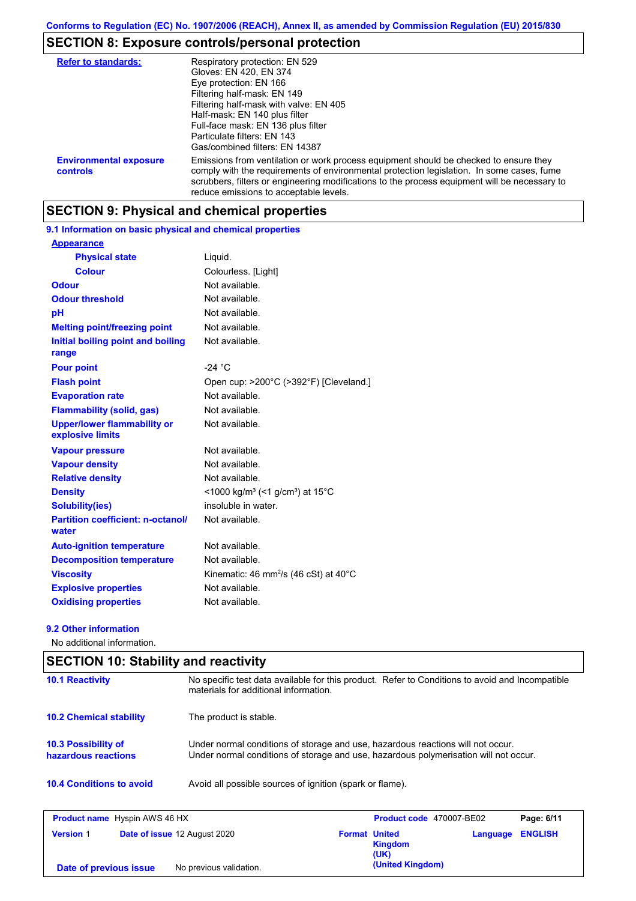## SECTION 8: Exposure controls/personal protection

| | |
|---|---|
| **Refer to standards:** | Respiratory protection: EN 529<br>Gloves: EN 420, EN 374<br>Eye protection: EN 166<br>Filtering half-mask: EN 149<br>Filtering half-mask with valve: EN 405<br>Half-mask: EN 140 plus filter<br>Full-face mask: EN 136 plus filter<br>Particulate filters: EN 143<br>Gas/combined filters: EN 14387 |
| **Environmental exposure controls** | Emissions from ventilation or work process equipment should be checked to ensure they comply with the requirements of environmental protection legislation. In some cases, fume scrubbers, filters or engineering modifications to the process equipment will be necessary to reduce emissions to acceptable levels. |

## SECTION 9: Physical and chemical properties

### 9.1 Information on basic physical and chemical properties

| | |
|---|---|
| **Appearance** | |
| **Physical state** | Liquid. |
| **Colour** | Colourless. [Light] |
| **Odour** | Not available. |
| **Odour threshold** | Not available. |
| **pH** | Not available. |
| **Melting point/freezing point** | Not available. |
| **Initial boiling point and boiling range** | Not available. |
| **Pour point** | -24 °C |
| **Flash point** | Open cup: >200°C (>392°F) [Cleveland.] |
| **Evaporation rate** | Not available. |
| **Flammability (solid, gas)** | Not available. |
| **Upper/lower flammability or explosive limits** | Not available. |
| **Vapour pressure** | Not available. |
| **Vapour density** | Not available. |
| **Relative density** | Not available. |
| **Density** | <1000 kg/m³ (<1 g/cm³) at 15°C |
| **Solubility(ies)** | insoluble in water. |
| **Partition coefficient: n-octanol/water** | Not available. |
| **Auto-ignition temperature** | Not available. |
| **Decomposition temperature** | Not available. |
| **Viscosity** | Kinematic: 46 mm²/s (46 cSt) at 40°C |
| **Explosive properties** | Not available. |
| **Oxidising properties** | Not available. |

### 9.2 Other information

No additional information.

## SECTION 10: Stability and reactivity

| | |
|---|---|
| **10.1 Reactivity** | No specific test data available for this product. Refer to Conditions to avoid and Incompatible materials for additional information. |
| **10.2 Chemical stability** | The product is stable. |
| **10.3 Possibility of hazardous reactions** | Under normal conditions of storage and use, hazardous reactions will not occur.<br>Under normal conditions of storage and use, hazardous polymerisation will not occur. |
| **10.4 Conditions to avoid** | Avoid all possible sources of ignition (spark or flame). |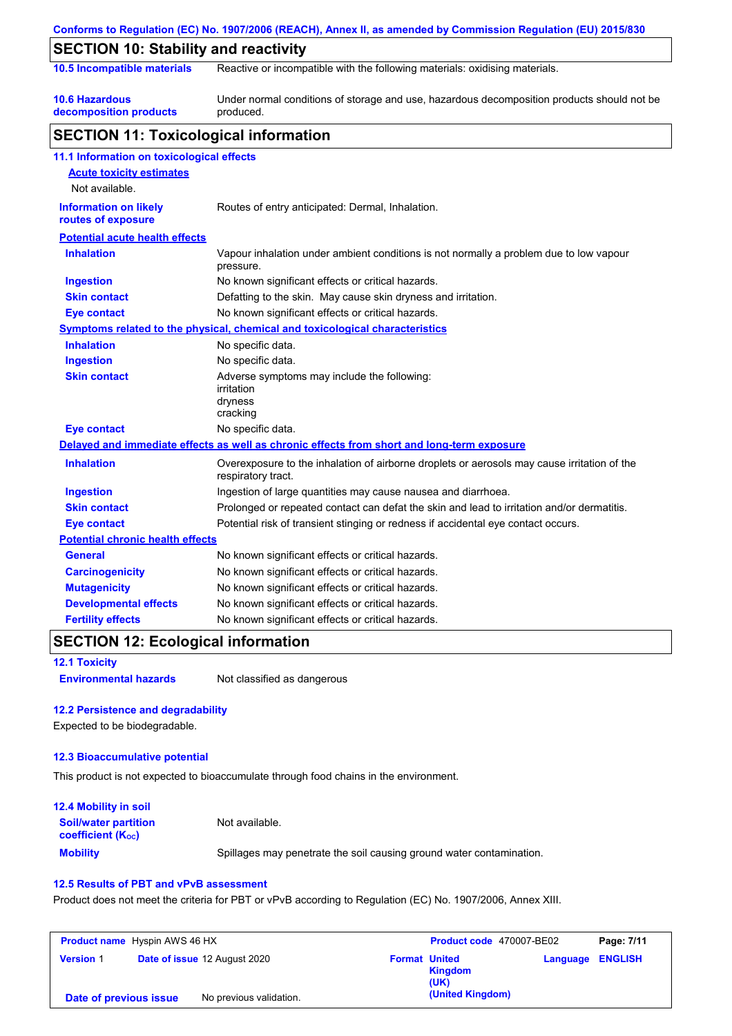## SECTION 10: Stability and reactivity

| | |
|---|---|
| **10.5 Incompatible materials** | Reactive or incompatible with the following materials: oxidising materials. |
| **10.6 Hazardous decomposition products** | Under normal conditions of storage and use, hazardous decomposition products should not be produced. |

## SECTION 11: Toxicological information

### 11.1 Information on toxicological effects

**Acute toxicity estimates**

Not available.

| | |
|---|---|
| **Information on likely routes of exposure** | Routes of entry anticipated: Dermal, Inhalation. |

**Potential acute health effects**

| | |
|---|---|
| **Inhalation** | Vapour inhalation under ambient conditions is not normally a problem due to low vapour pressure. |
| **Ingestion** | No known significant effects or critical hazards. |
| **Skin contact** | Defatting to the skin. May cause skin dryness and irritation. |
| **Eye contact** | No known significant effects or critical hazards. |

**Symptoms related to the physical, chemical and toxicological characteristics**

| | |
|---|---|
| **Inhalation** | No specific data. |
| **Ingestion** | No specific data. |
| **Skin contact** | Adverse symptoms may include the following:<br>irritation<br>dryness<br>cracking |
| **Eye contact** | No specific data. |

**Delayed and immediate effects as well as chronic effects from short and long-term exposure**

| | |
|---|---|
| **Inhalation** | Overexposure to the inhalation of airborne droplets or aerosols may cause irritation of the respiratory tract. |
| **Ingestion** | Ingestion of large quantities may cause nausea and diarrhoea. |
| **Skin contact** | Prolonged or repeated contact can defat the skin and lead to irritation and/or dermatitis. |
| **Eye contact** | Potential risk of transient stinging or redness if accidental eye contact occurs. |

**Potential chronic health effects**

| | |
|---|---|
| **General** | No known significant effects or critical hazards. |
| **Carcinogenicity** | No known significant effects or critical hazards. |
| **Mutagenicity** | No known significant effects or critical hazards. |
| **Developmental effects** | No known significant effects or critical hazards. |
| **Fertility effects** | No known significant effects or critical hazards. |

## SECTION 12: Ecological information

### 12.1 Toxicity

| | |
|---|---|
| **Environmental hazards** | Not classified as dangerous |

### 12.2 Persistence and degradability

Expected to be biodegradable.

### 12.3 Bioaccumulative potential

This product is not expected to bioaccumulate through food chains in the environment.

### 12.4 Mobility in soil

| | |
|---|---|
| **Soil/water partition coefficient ($K_{OC}$)** | Not available. |
| **Mobility** | Spillages may penetrate the soil causing ground water contamination. |

### 12.5 Results of PBT and vPvB assessment

Product does not meet the criteria for PBT or vPvB according to Regulation (EC) No. 1907/2006, Annex XIII.

| | | | | | |
|---|---|---|---|---|---|
| **Product name** Hyspin AWS 46 HX | | **Product code** 470007-BE02 | | | |
| **Version** 1 | **Date of issue** 12 August 2020 | **Format** United Kingdom (UK) (United Kingdom) | | **Language** ENGLISH | |
| **Date of previous issue** | No previous validation. | | | | |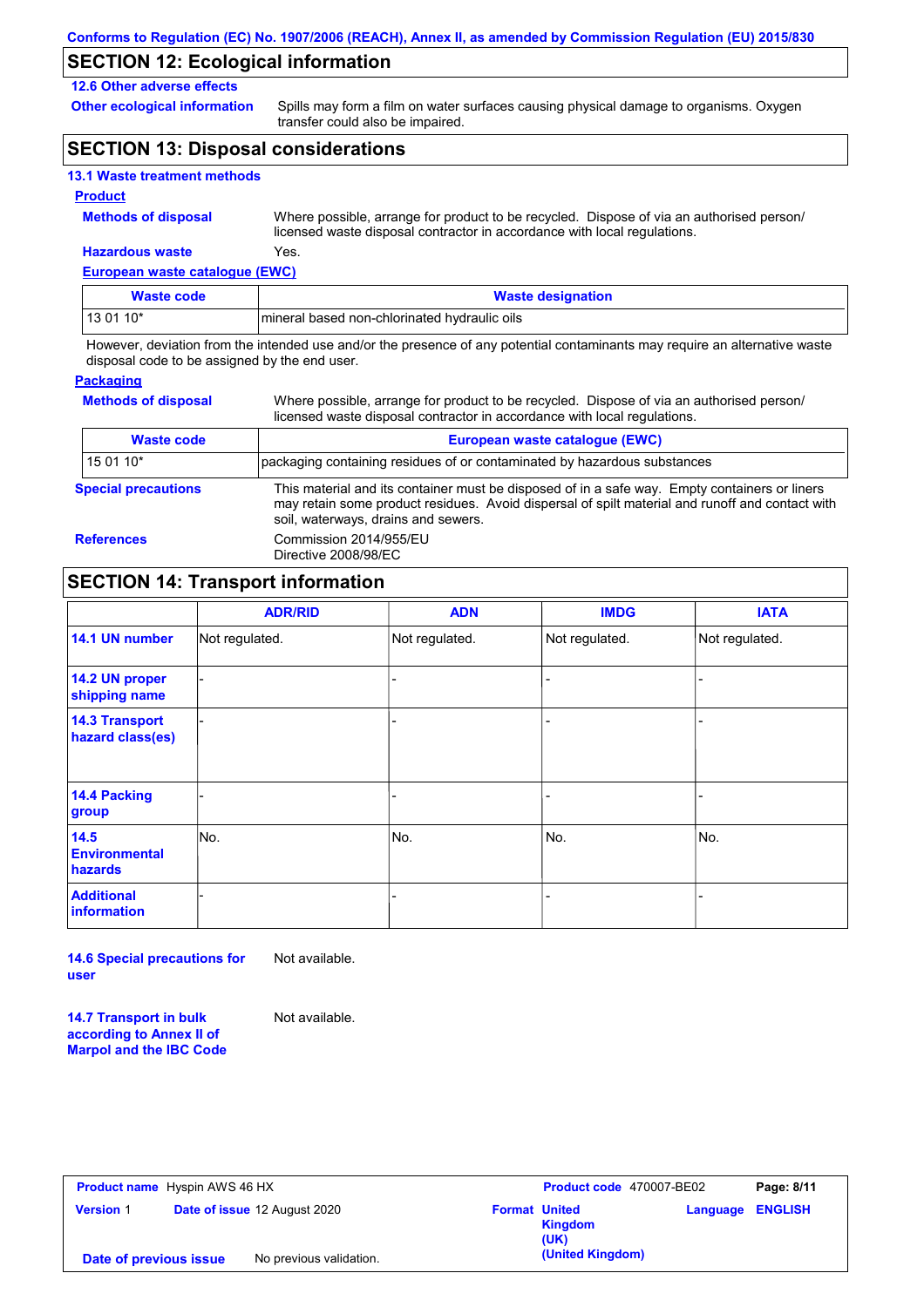## SECTION 12: Ecological information

**12.6 Other adverse effects**

**Other ecological information** Spills may form a film on water surfaces causing physical damage to organisms. Oxygen transfer could also be impaired.

## SECTION 13: Disposal considerations

**13.1 Waste treatment methods**

**Product**

**Methods of disposal** Where possible, arrange for product to be recycled. Dispose of via an authorised person/ licensed waste disposal contractor in accordance with local regulations.

**Hazardous waste** Yes.

**European waste catalogue (EWC)**

| Waste code | Waste designation |
|---|---|
| 13 01 10* | mineral based non-chlorinated hydraulic oils |

However, deviation from the intended use and/or the presence of any potential contaminants may require an alternative waste disposal code to be assigned by the end user.

**Packaging**

**Methods of disposal** Where possible, arrange for product to be recycled. Dispose of via an authorised person/ licensed waste disposal contractor in accordance with local regulations.

| Waste code | European waste catalogue (EWC) |
|---|---|
| 15 01 10* | packaging containing residues of or contaminated by hazardous substances |

**Special precautions** This material and its container must be disposed of in a safe way. Empty containers or liners may retain some product residues. Avoid dispersal of spilt material and runoff and contact with soil, waterways, drains and sewers.

**References** Commission 2014/955/EU
Directive 2008/98/EC

## SECTION 14: Transport information

| | ADR/RID | ADN | IMDG | IATA |
|---|---|---|---|---|
| **14.1 UN number** | Not regulated. | Not regulated. | Not regulated. | Not regulated. |
| **14.2 UN proper shipping name** | - | - | - | - |
| **14.3 Transport hazard class(es)** | - | - | - | - |
| **14.4 Packing group** | - | - | - | - |
| **14.5 Environmental hazards** | No. | No. | No. | No. |
| **Additional information** | - | - | - | - |

**14.6 Special precautions for user** Not available.

**14.7 Transport in bulk according to Annex II of Marpol and the IBC Code** Not available.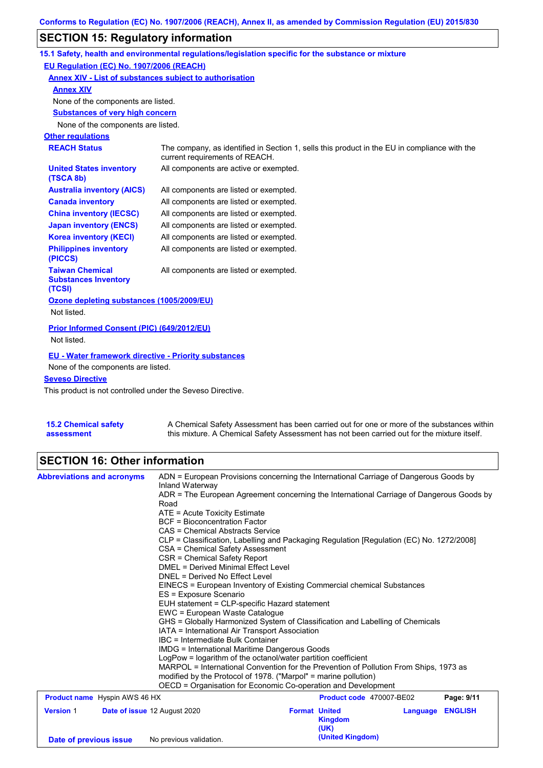## SECTION 15: Regulatory information

### 15.1 Safety, health and environmental regulations/legislation specific for the substance or mixture

**EU Regulation (EC) No. 1907/2006 (REACH)**

**Annex XIV - List of substances subject to authorisation**

**Annex XIV**

None of the components are listed.

**Substances of very high concern**

None of the components are listed.

**Other regulations**

| | |
|---|---|
| **REACH Status** | The company, as identified in Section 1, sells this product in the EU in compliance with the current requirements of REACH. |
| **United States inventory (TSCA 8b)** | All components are active or exempted. |
| **Australia inventory (AICS)** | All components are listed or exempted. |
| **Canada inventory** | All components are listed or exempted. |
| **China inventory (IECSC)** | All components are listed or exempted. |
| **Japan inventory (ENCS)** | All components are listed or exempted. |
| **Korea inventory (KECI)** | All components are listed or exempted. |
| **Philippines inventory (PICCS)** | All components are listed or exempted. |
| **Taiwan Chemical Substances Inventory (TCSI)** | All components are listed or exempted. |

**Ozone depleting substances (1005/2009/EU)**

Not listed.

**Prior Informed Consent (PIC) (649/2012/EU)**

Not listed.

**EU - Water framework directive - Priority substances**

None of the components are listed.

**Seveso Directive**

This product is not controlled under the Seveso Directive.

**15.2 Chemical safety assessment**

A Chemical Safety Assessment has been carried out for one or more of the substances within this mixture. A Chemical Safety Assessment has not been carried out for the mixture itself.

## SECTION 16: Other information

**Abbreviations and acronyms**

ADN = European Provisions concerning the International Carriage of Dangerous Goods by Inland Waterway
ADR = The European Agreement concerning the International Carriage of Dangerous Goods by Road
ATE = Acute Toxicity Estimate
BCF = Bioconcentration Factor
CAS = Chemical Abstracts Service
CLP = Classification, Labelling and Packaging Regulation [Regulation (EC) No. 1272/2008]
CSA = Chemical Safety Assessment
CSR = Chemical Safety Report
DMEL = Derived Minimal Effect Level
DNEL = Derived No Effect Level
EINECS = European Inventory of Existing Commercial chemical Substances
ES = Exposure Scenario
EUH statement = CLP-specific Hazard statement
EWC = European Waste Catalogue
GHS = Globally Harmonized System of Classification and Labelling of Chemicals
IATA = International Air Transport Association
IBC = Intermediate Bulk Container
IMDG = International Maritime Dangerous Goods
LogPow = logarithm of the octanol/water partition coefficient
MARPOL = International Convention for the Prevention of Pollution From Ships, 1973 as modified by the Protocol of 1978. ("Marpol" = marine pollution)
OECD = Organisation for Economic Co-operation and Development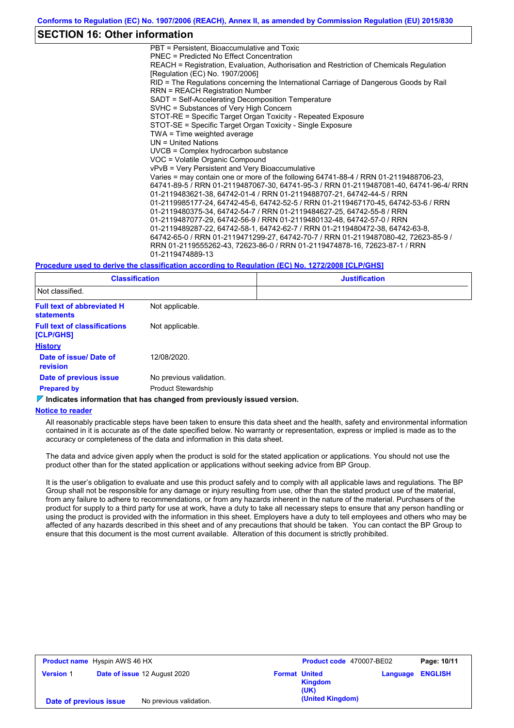## SECTION 16: Other information

PBT = Persistent, Bioaccumulative and Toxic
PNEC = Predicted No Effect Concentration
REACH = Registration, Evaluation, Authorisation and Restriction of Chemicals Regulation [Regulation (EC) No. 1907/2006]
RID = The Regulations concerning the International Carriage of Dangerous Goods by Rail
RRN = REACH Registration Number
SADT = Self-Accelerating Decomposition Temperature
SVHC = Substances of Very High Concern
STOT-RE = Specific Target Organ Toxicity - Repeated Exposure
STOT-SE = Specific Target Organ Toxicity - Single Exposure
TWA = Time weighted average
UN = United Nations
UVCB = Complex hydrocarbon substance
VOC = Volatile Organic Compound
vPvB = Very Persistent and Very Bioaccumulative
Varies = may contain one or more of the following 64741-88-4 / RRN 01-2119488706-23, 64741-89-5 / RRN 01-2119487067-30, 64741-95-3 / RRN 01-2119487081-40, 64741-96-4/ RRN 01-2119483621-38, 64742-01-4 / RRN 01-2119488707-21, 64742-44-5 / RRN 01-2119985177-24, 64742-45-6, 64742-52-5 / RRN 01-2119467170-45, 64742-53-6 / RRN 01-2119480375-34, 64742-54-7 / RRN 01-2119484627-25, 64742-55-8 / RRN 01-2119487077-29, 64742-56-9 / RRN 01-2119480132-48, 64742-57-0 / RRN 01-2119489287-22, 64742-58-1, 64742-62-7 / RRN 01-2119480472-38, 64742-63-8, 64742-65-0 / RRN 01-2119471299-27, 64742-70-7 / RRN 01-2119487080-42, 72623-85-9 / RRN 01-2119555262-43, 72623-86-0 / RRN 01-2119474878-16, 72623-87-1 / RRN 01-2119474889-13

**Procedure used to derive the classification according to Regulation (EC) No. 1272/2008 [CLP/GHS]**

| Classification | Justification |
|---|---|
| Not classified. | |

**Full text of abbreviated H statements**: Not applicable.

**Full text of classifications [CLP/GHS]**: Not applicable.

**History**

**Date of issue/ Date of revision**: 12/08/2020.

**Date of previous issue**: No previous validation.

**Prepared by**: Product Stewardship

**Indicates information that has changed from previously issued version.**

**Notice to reader**

All reasonably practicable steps have been taken to ensure this data sheet and the health, safety and environmental information contained in it is accurate as of the date specified below. No warranty or representation, express or implied is made as to the accuracy or completeness of the data and information in this data sheet.

The data and advice given apply when the product is sold for the stated application or applications. You should not use the product other than for the stated application or applications without seeking advice from BP Group.

It is the user's obligation to evaluate and use this product safely and to comply with all applicable laws and regulations. The BP Group shall not be responsible for any damage or injury resulting from use, other than the stated product use of the material, from any failure to adhere to recommendations, or from any hazards inherent in the nature of the material. Purchasers of the product for supply to a third party for use at work, have a duty to take all necessary steps to ensure that any person handling or using the product is provided with the information in this sheet. Employers have a duty to tell employees and others who may be affected of any hazards described in this sheet and of any precautions that should be taken. You can contact the BP Group to ensure that this document is the most current available. Alteration of this document is strictly prohibited.